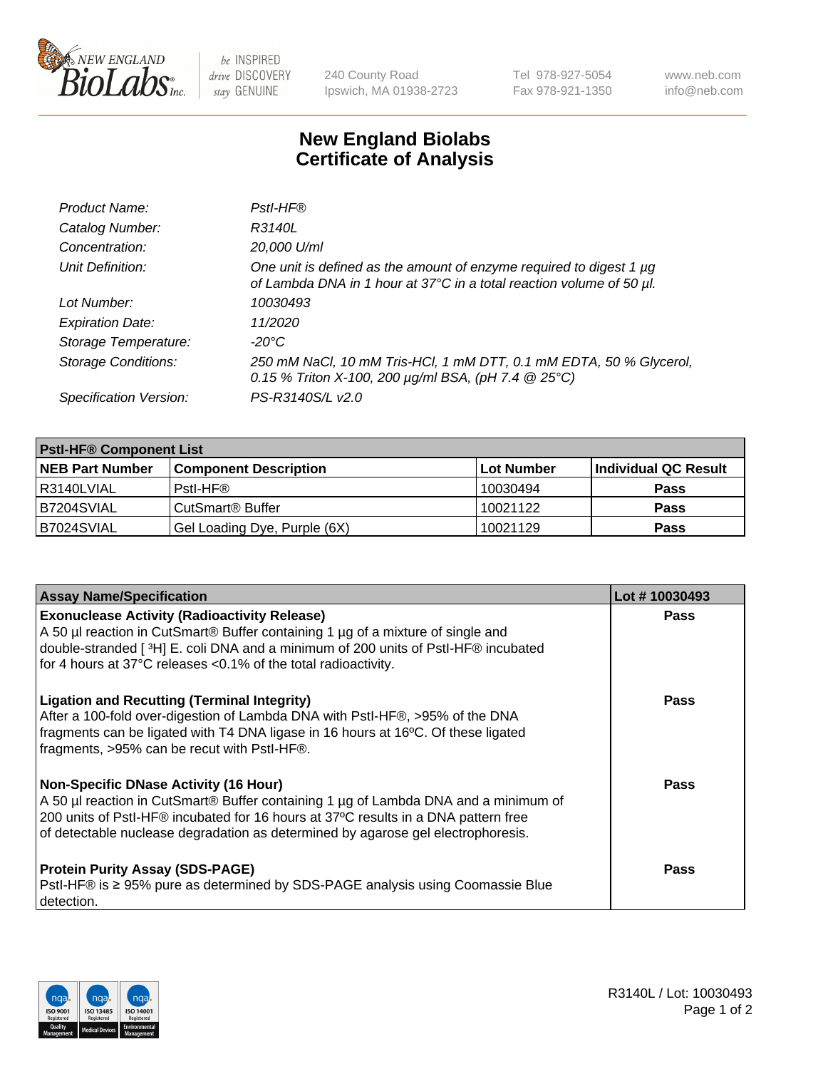# New England Biolabs Certificate of Analysis

| | |
|---|---|
| *Product Name:* | *PstI-HF®* |
| *Catalog Number:* | *R3140L* |
| *Concentration:* | *20,000 U/ml* |
| *Unit Definition:* | *One unit is defined as the amount of enzyme required to digest 1 µg of Lambda DNA in 1 hour at 37°C in a total reaction volume of 50 µl.* |
| *Lot Number:* | *10030493* |
| *Expiration Date:* | *11/2020* |
| *Storage Temperature:* | *-20°C* |
| *Storage Conditions:* | *250 mM NaCl, 10 mM Tris-HCl, 1 mM DTT, 0.1 mM EDTA, 50 % Glycerol, 0.15 % Triton X-100, 200 µg/ml BSA, (pH 7.4 @ 25°C)* |
| *Specification Version:* | *PS-R3140S/L v2.0* |

| PstI-HF® Component List | | | |
|---|---|---|---|
| **NEB Part Number** | **Component Description** | **Lot Number** | **Individual QC Result** |
| R3140LVIAL | PstI-HF® | 10030494 | **Pass** |
| B7204SVIAL | CutSmart® Buffer | 10021122 | **Pass** |
| B7024SVIAL | Gel Loading Dye, Purple (6X) | 10021129 | **Pass** |

| Assay Name/Specification | Lot # 10030493 |
|---|---|
| **Exonuclease Activity (Radioactivity Release)**<br>A 50 µl reaction in CutSmart® Buffer containing 1 µg of a mixture of single and double-stranded [ $^3$H] E. coli DNA and a minimum of 200 units of PstI-HF® incubated for 4 hours at 37°C releases <0.1% of the total radioactivity. | **Pass** |
| **Ligation and Recutting (Terminal Integrity)**<br>After a 100-fold over-digestion of Lambda DNA with PstI-HF®, >95% of the DNA fragments can be ligated with T4 DNA ligase in 16 hours at 16ºC. Of these ligated fragments, >95% can be recut with PstI-HF®. | **Pass** |
| **Non-Specific DNase Activity (16 Hour)**<br>A 50 µl reaction in CutSmart® Buffer containing 1 µg of Lambda DNA and a minimum of 200 units of PstI-HF® incubated for 16 hours at 37ºC results in a DNA pattern free of detectable nuclease degradation as determined by agarose gel electrophoresis. | **Pass** |
| **Protein Purity Assay (SDS-PAGE)**<br>PstI-HF® is ≥ 95% pure as determined by SDS-PAGE analysis using Coomassie Blue detection. | **Pass** |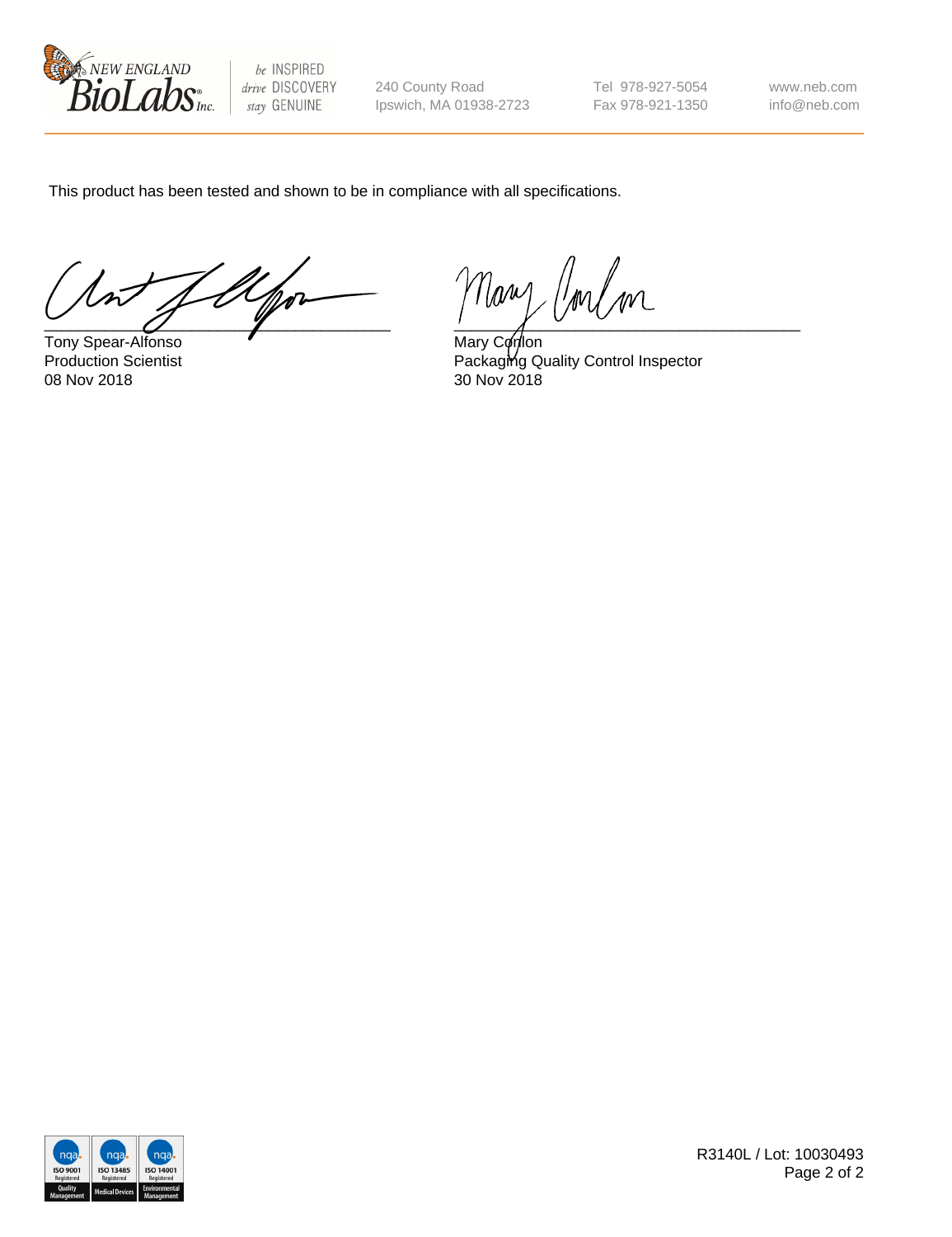This product has been tested and shown to be in compliance with all specifications.

Tony Spear-Alfonso
Production Scientist
08 Nov 2018

Mary Conlon
Packaging Quality Control Inspector
30 Nov 2018

R3140L / Lot: 10030493